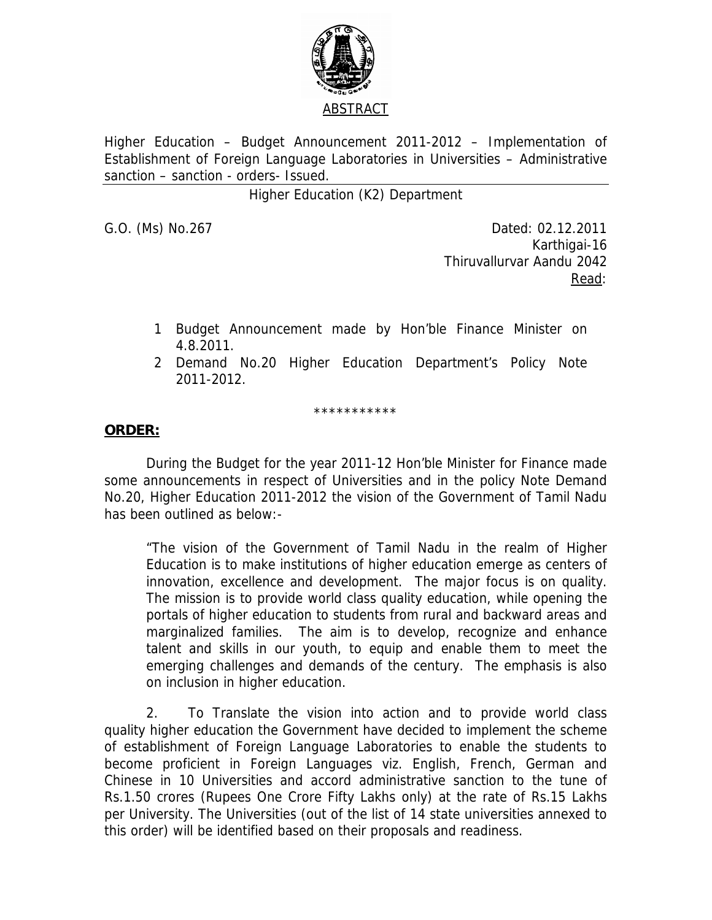ABSTRACT

Higher Education – Budget Announcement 2011-2012 – Implementation of Establishment of Foreign Language Laboratories in Universities – Administrative sanction – sanction - orders- Issued.

Higher Education (K2) Department

G.O. (Ms) No.267

Dated: 02.12.2011
Karthigai-16
Thiruvallurvar Aandu 2042

Read:

1. Budget Announcement made by Hon'ble Finance Minister on 4.8.2011.
2. Demand No.20 Higher Education Department's Policy Note 2011-2012.

\*\*\*\*\*\*\*\*\*\*\*

**ORDER:**

During the Budget for the year 2011-12 Hon'ble Minister for Finance made some announcements in respect of Universities and in the policy Note Demand No.20, Higher Education 2011-2012 the vision of the Government of Tamil Nadu has been outlined as below:-

> "The vision of the Government of Tamil Nadu in the realm of Higher Education is to make institutions of higher education emerge as centers of innovation, excellence and development. The major focus is on quality. The mission is to provide world class quality education, while opening the portals of higher education to students from rural and backward areas and marginalized families. The aim is to develop, recognize and enhance talent and skills in our youth, to equip and enable them to meet the emerging challenges and demands of the century. The emphasis is also on inclusion in higher education.

2. To Translate the vision into action and to provide world class quality higher education the Government have decided to implement the scheme of establishment of Foreign Language Laboratories to enable the students to become proficient in Foreign Languages viz. English, French, German and Chinese in 10 Universities and accord administrative sanction to the tune of Rs.1.50 crores (Rupees One Crore Fifty Lakhs only) at the rate of Rs.15 Lakhs per University. The Universities (out of the list of 14 state universities annexed to this order) will be identified based on their proposals and readiness.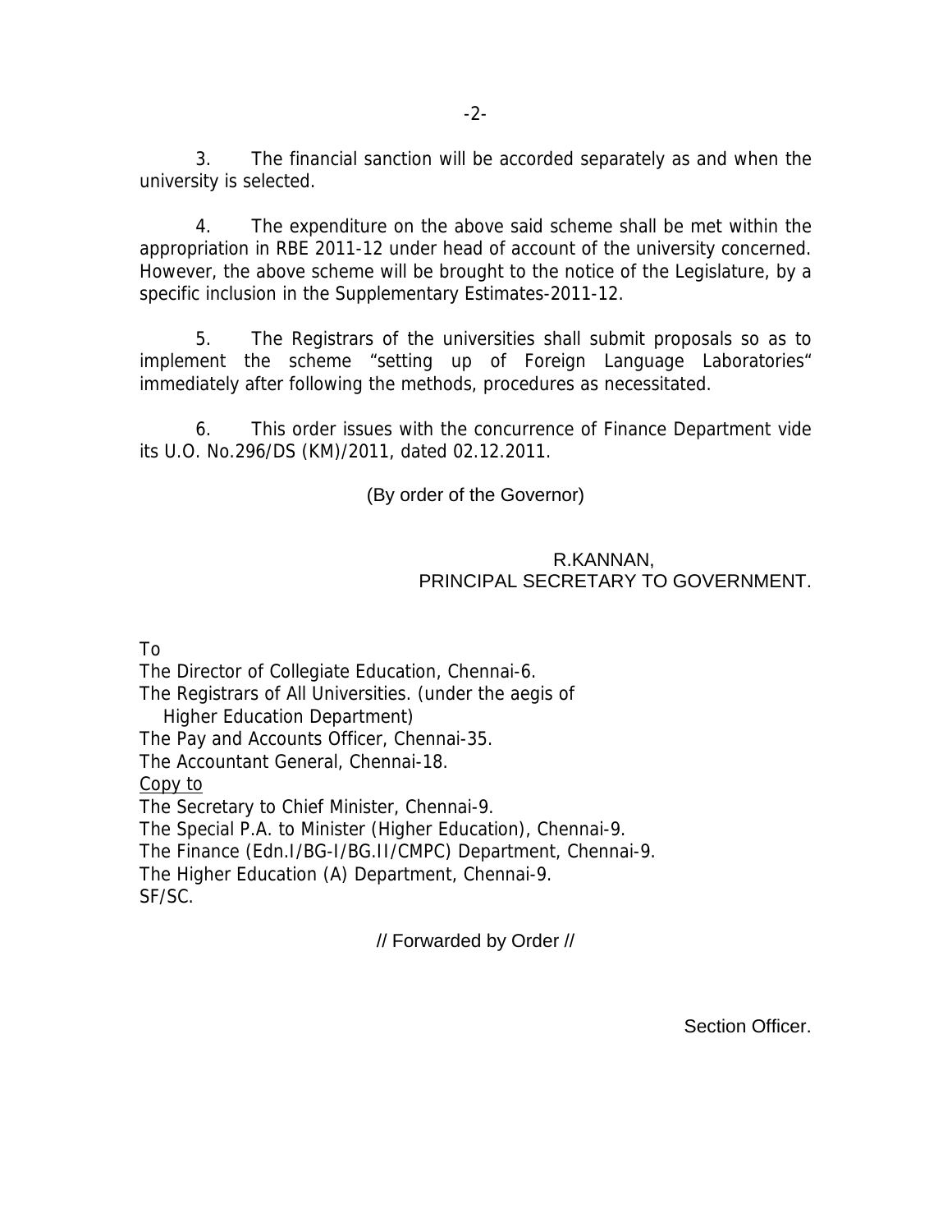3. The financial sanction will be accorded separately as and when the university is selected.

4. The expenditure on the above said scheme shall be met within the appropriation in RBE 2011-12 under head of account of the university concerned. However, the above scheme will be brought to the notice of the Legislature, by a specific inclusion in the Supplementary Estimates-2011-12.

5. The Registrars of the universities shall submit proposals so as to implement the scheme "setting up of Foreign Language Laboratories" immediately after following the methods, procedures as necessitated.

6. This order issues with the concurrence of Finance Department vide its U.O. No.296/DS (KM)/2011, dated 02.12.2011.

(By order of the Governor)

R.KANNAN,
PRINCIPAL SECRETARY TO GOVERNMENT.

To
The Director of Collegiate Education, Chennai-6.
The Registrars of All Universities. (under the aegis of Higher Education Department)
The Pay and Accounts Officer, Chennai-35.
The Accountant General, Chennai-18.

Copy to
The Secretary to Chief Minister, Chennai-9.
The Special P.A. to Minister (Higher Education), Chennai-9.
The Finance (Edn.I/BG-I/BG.II/CMPC) Department, Chennai-9.
The Higher Education (A) Department, Chennai-9.
SF/SC.

// Forwarded by Order //

Section Officer.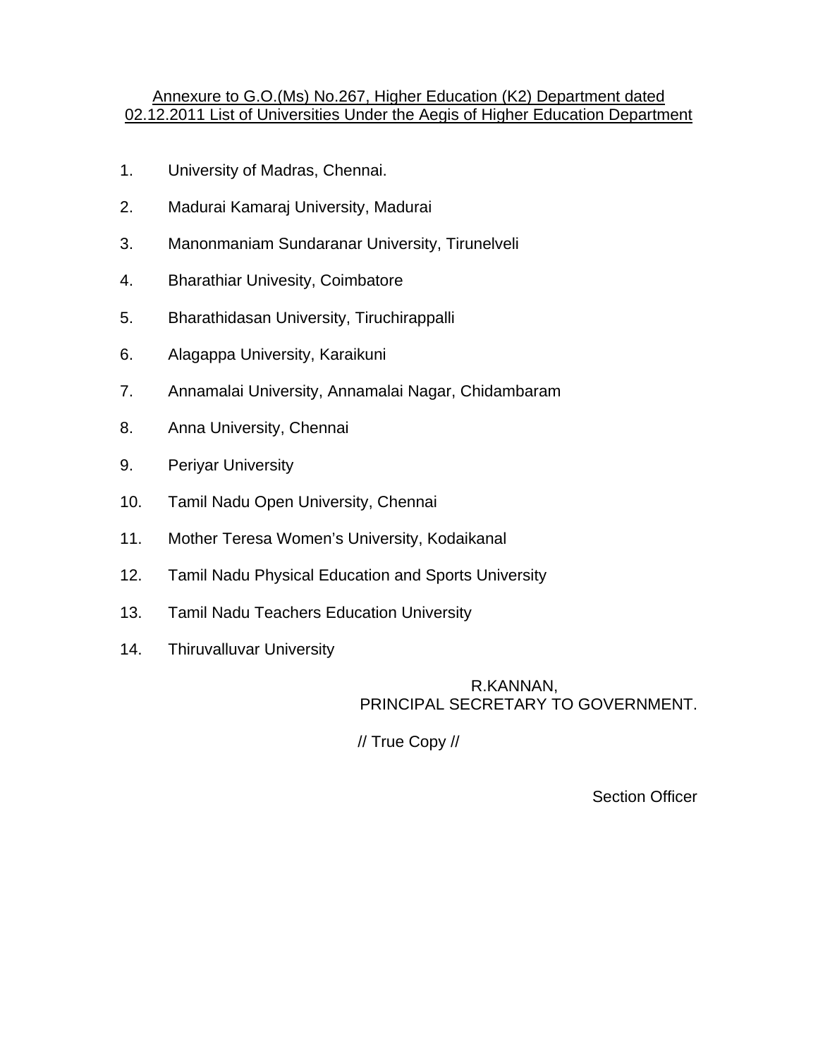<u>Annexure to G.O.(Ms) No.267, Higher Education (K2) Department dated 02.12.2011 List of Universities Under the Aegis of Higher Education Department</u>

1. University of Madras, Chennai.
2. Madurai Kamaraj University, Madurai
3. Manonmaniam Sundaranar University, Tirunelveli
4. Bharathiar Univesity, Coimbatore
5. Bharathidasan University, Tiruchirappalli
6. Alagappa University, Karaikuni
7. Annamalai University, Annamalai Nagar, Chidambaram
8. Anna University, Chennai
9. Periyar University
10. Tamil Nadu Open University, Chennai
11. Mother Teresa Women's University, Kodaikanal
12. Tamil Nadu Physical Education and Sports University
13. Tamil Nadu Teachers Education University
14. Thiruvalluvar University

R.KANNAN,
PRINCIPAL SECRETARY TO GOVERNMENT.

// True Copy //

Section Officer